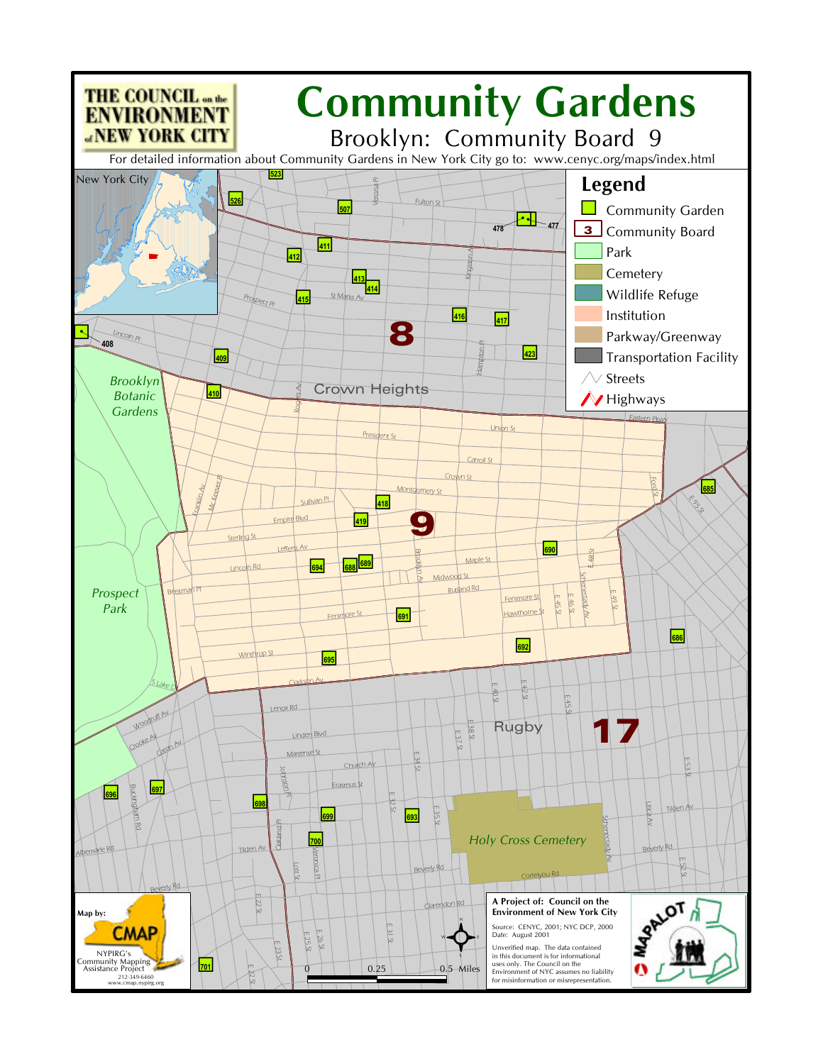THE COUNCIL on the ENVIRONMENT of NEW YORK CITY

# Community Gardens

## Brooklyn: Community Board 9

For detailed information about Community Gardens in New York City go to: www.cenyc.org/maps/index.html

**Legend**

- Community Garden
- Community Board
- Park
- Cemetery
- Wildlife Refuge
- Institution
- Parkway/Greenway
- Transportation Facility
- Streets
- Highways

New York City

Brooklyn Botanic Gardens

Prospect Park

Holy Cross Cemetery

Crown Heights

Rugby

8

9

17

523, 526, 507, 478, 477, 411, 412, 413, 414, 415, 416, 417, 408, 409, 423, 410, 685, 418, 419, 690, 694, 688, 689, 691, 686, 692, 695, 696, 697, 698, 699, 693, 700, 701

Fulton St, Verona Pl, Kingston Av, Prospect Pl, St Marks Av, Lincoln Pl, Hampton Pl, Rogers Av, Eastern Pkwy, Union St, President St, Carroll St, Crown St, Montgomery St, Franklin Av, Mc Keever Pl, Sullivan Pl, Empire Blvd, Ford St, E 95 St, Sterling St, Lefferts Av, Maple St, Lincoln Rd, Brooklyn Av, Midwood St, Rutland Rd, E 49 St, Beekman Pl, Fenimore St, Hawthorne St, E 45 St, E 46 St, Schenectady Av, E 49 St, Winthrop St, S Lake Dr, Clarkson Av, E 40 St, E 42 St, E 45 St, Woodruff Av, Lenox Rd, Crooke Av, Caton Av, Linden Blvd, E 38 St, E 37 St, Martense St, Church Av, Johnson Pl, E 34 St, E 53 St, Buckingham Rd, Erasmus St, E 32 St, E 35 St, Utica Av, Tilden Av, Albemarle Rd, Tilden Av, Veronica Pl, Lott St, Beverly Rd, Cortelyou Rd, E 52 St, Beverly Rd, Clarendon Rd, E 22 St, E 23 St, E 25 St, E 26 St, E 31 St, E 22 St

0 0.25 0.5 Miles

Map by: CMAP NYPIRG's Community Mapping Assistance Project 212-349-6460 www.cmap.nypirg.org

A Project of: Council on the Environment of New York City

Source: CENYC, 2001; NYC DCP, 2000
Date: August 2001

Unverified map. The data contained in this document is for informational uses only. The Council on the Environment of NYC assumes no liability for misinformation or misrepresentation.

MAPALOT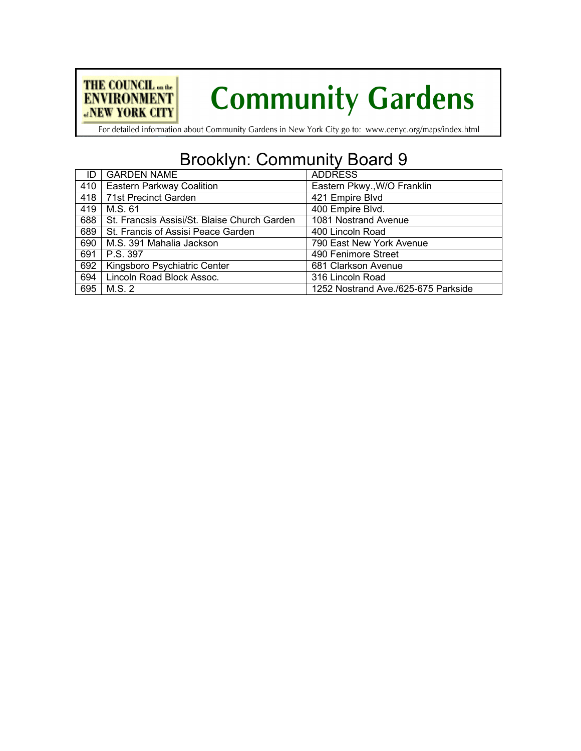THE COUNCIL on the ENVIRONMENT of NEW YORK CITY

# Community Gardens

For detailed information about Community Gardens in New York City go to: www.cenyc.org/maps/index.html

## Brooklyn: Community Board 9

| ID | GARDEN NAME | ADDRESS |
|---|---|---|
| 410 | Eastern Parkway Coalition | Eastern Pkwy.,W/O Franklin |
| 418 | 71st Precinct Garden | 421 Empire Blvd |
| 419 | M.S. 61 | 400 Empire Blvd. |
| 688 | St. Francsis Assisi/St. Blaise Church Garden | 1081 Nostrand Avenue |
| 689 | St. Francis of Assisi Peace Garden | 400 Lincoln Road |
| 690 | M.S. 391 Mahalia Jackson | 790 East New York Avenue |
| 691 | P.S. 397 | 490 Fenimore Street |
| 692 | Kingsboro Psychiatric Center | 681 Clarkson Avenue |
| 694 | Lincoln Road Block Assoc. | 316 Lincoln Road |
| 695 | M.S. 2 | 1252 Nostrand Ave./625-675 Parkside |